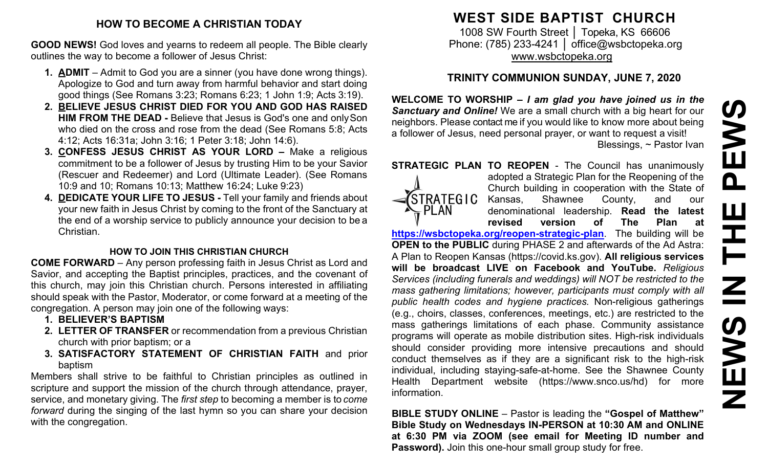## HOW TO BECOME A CHRISTIAN TODAY

**GOOD NEWS!** God loves and yearns to redeem all people. The Bible clearly outlines the way to become a follower of Jesus Christ:

1. **ADMIT** – Admit to God you are a sinner (you have done wrong things). Apologize to God and turn away from harmful behavior and start doing good things (See Romans 3:23; Romans 6:23; 1 John 1:9; Acts 3:19).
2. **BELIEVE JESUS CHRIST DIED FOR YOU AND GOD HAS RAISED HIM FROM THE DEAD -** Believe that Jesus is God's one and only Son who died on the cross and rose from the dead (See Romans 5:8; Acts 4:12; Acts 16:31a; John 3:16; 1 Peter 3:18; John 14:6).
3. **CONFESS JESUS CHRIST AS YOUR LORD –** Make a religious commitment to be a follower of Jesus by trusting Him to be your Savior (Rescuer and Redeemer) and Lord (Ultimate Leader). (See Romans 10:9 and 10; Romans 10:13; Matthew 16:24; Luke 9:23)
4. **DEDICATE YOUR LIFE TO JESUS -** Tell your family and friends about your new faith in Jesus Christ by coming to the front of the Sanctuary at the end of a worship service to publicly announce your decision to be a Christian.

### HOW TO JOIN THIS CHRISTIAN CHURCH

**COME FORWARD** – Any person professing faith in Jesus Christ as Lord and Savior, and accepting the Baptist principles, practices, and the covenant of this church, may join this Christian church. Persons interested in affiliating should speak with the Pastor, Moderator, or come forward at a meeting of the congregation. A person may join one of the following ways:

1. **BELIEVER'S BAPTISM**
2. **LETTER OF TRANSFER** or recommendation from a previous Christian church with prior baptism; or a
3. **SATISFACTORY STATEMENT OF CHRISTIAN FAITH** and prior baptism

Members shall strive to be faithful to Christian principles as outlined in scripture and support the mission of the church through attendance, prayer, service, and monetary giving. The *first step* to becoming a member is to *come forward* during the singing of the last hymn so you can share your decision with the congregation.

# WEST SIDE BAPTIST CHURCH

1008 SW Fourth Street │ Topeka, KS 66606
Phone: (785) 233-4241 │ office@wsbctopeka.org
www.wsbctopeka.org

## TRINITY COMMUNION SUNDAY, JUNE 7, 2020

**WELCOME TO WORSHIP –** ***I am glad you have joined us in the Sanctuary and Online!*** We are a small church with a big heart for our neighbors. Please contact me if you would like to know more about being a follower of Jesus, need personal prayer, or want to request a visit!
Blessings, ~ Pastor Ivan

**STRATEGIC PLAN TO REOPEN** - The Council has unanimously adopted a Strategic Plan for the Reopening of the Church building in cooperation with the State of Kansas, Shawnee County, and our denominational leadership. **Read the latest revised version of The Plan at https://wsbctopeka.org/reopen-strategic-plan**. The building will be **OPEN to the PUBLIC** during PHASE 2 and afterwards of the Ad Astra: A Plan to Reopen Kansas (https://covid.ks.gov). **All religious services will be broadcast LIVE on Facebook and YouTube.** *Religious Services (including funerals and weddings) will NOT be restricted to the mass gathering limitations; however, participants must comply with all public health codes and hygiene practices.* Non-religious gatherings (e.g., choirs, classes, conferences, meetings, etc.) are restricted to the mass gatherings limitations of each phase. Community assistance programs will operate as mobile distribution sites. High-risk individuals should consider providing more intensive precautions and should conduct themselves as if they are a significant risk to the high-risk individual, including staying-safe-at-home. See the Shawnee County Health Department website (https://www.snco.us/hd) for more information.

**BIBLE STUDY ONLINE** – Pastor is leading the **"Gospel of Matthew" Bible Study on Wednesdays IN-PERSON at 10:30 AM and ONLINE at 6:30 PM via ZOOM (see email for Meeting ID number and Password).** Join this one-hour small group study for free.

# NEWS IN THE PEWS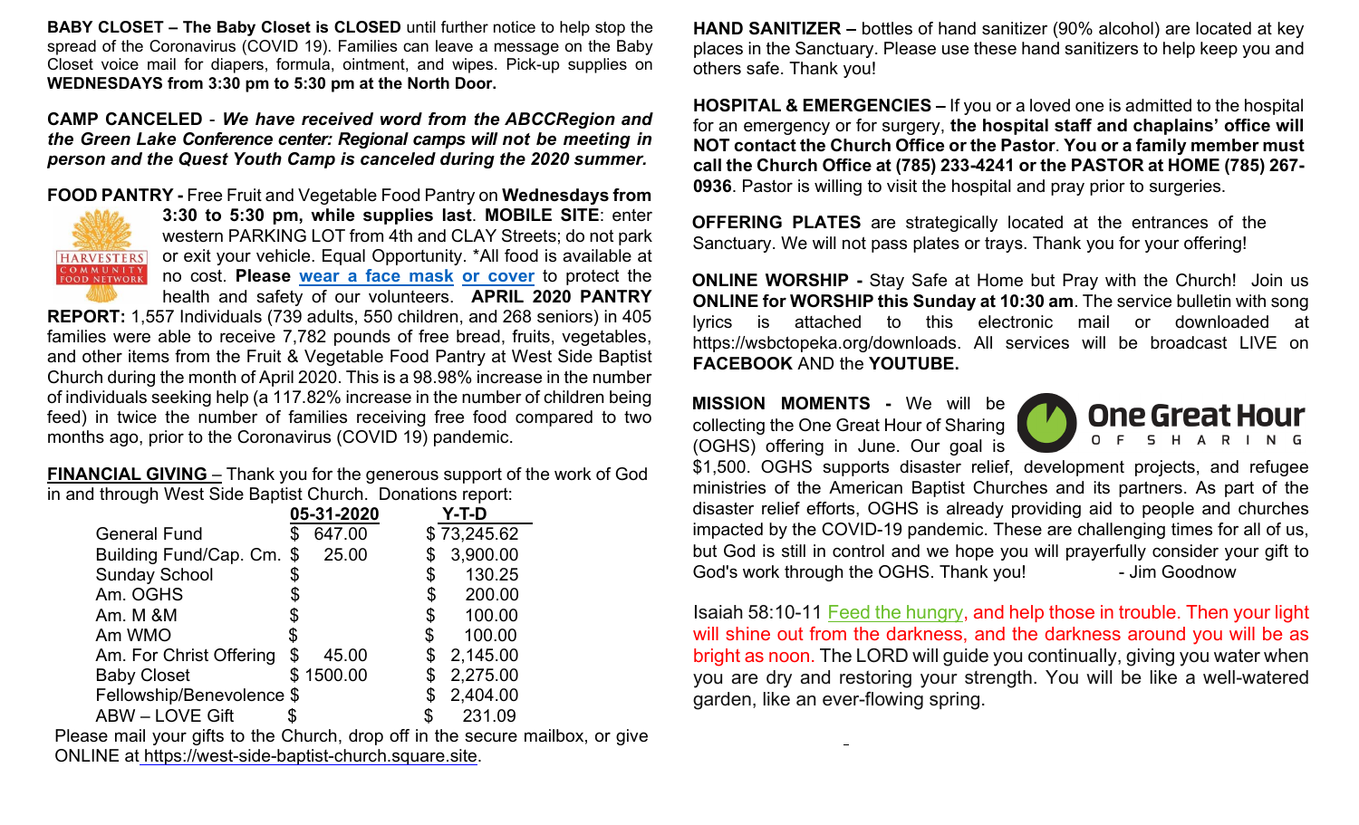**BABY CLOSET – The Baby Closet is CLOSED** until further notice to help stop the spread of the Coronavirus (COVID 19). Families can leave a message on the Baby Closet voice mail for diapers, formula, ointment, and wipes. Pick-up supplies on **WEDNESDAYS from 3:30 pm to 5:30 pm at the North Door.**

**CAMP CANCELED** - ***We have received word from the ABCCRegion and the Green Lake Conference center: Regional camps will not be meeting in person and the Quest Youth Camp is canceled during the 2020 summer.***

**FOOD PANTRY -** Free Fruit and Vegetable Food Pantry on **Wednesdays from 3:30 to 5:30 pm, while supplies last**. **MOBILE SITE**: enter western PARKING LOT from 4th and CLAY Streets; do not park or exit your vehicle. Equal Opportunity. *All food is available at no cost. **Please wear a face mask or cover** to protect the health and safety of our volunteers. **APRIL 2020 PANTRY REPORT:** 1,557 Individuals (739 adults, 550 children, and 268 seniors) in 405 families were able to receive 7,782 pounds of free bread, fruits, vegetables, and other items from the Fruit & Vegetable Food Pantry at West Side Baptist Church during the month of April 2020. This is a 98.98% increase in the number of individuals seeking help (a 117.82% increase in the number of children being feed) in twice the number of families receiving free food compared to two months ago, prior to the Coronavirus (COVID 19) pandemic.

**FINANCIAL GIVING** – Thank you for the generous support of the work of God in and through West Side Baptist Church. Donations report:

| | 05-31-2020 | Y-T-D |
|---|---|---|
| General Fund | $ 647.00 | $ 73,245.62 |
| Building Fund/Cap. Cm. | $ 25.00 | $ 3,900.00 |
| Sunday School | $ | $ 130.25 |
| Am. OGHS | $ | $ 200.00 |
| Am. M &M | $ | $ 100.00 |
| Am WMO | $ | $ 100.00 |
| Am. For Christ Offering | $ 45.00 | $ 2,145.00 |
| Baby Closet | $ 1500.00 | $ 2,275.00 |
| Fellowship/Benevolence | $ | $ 2,404.00 |
| ABW – LOVE Gift | $ | $ 231.09 |

Please mail your gifts to the Church, drop off in the secure mailbox, or give ONLINE at https://west-side-baptist-church.square.site.

**HAND SANITIZER –** bottles of hand sanitizer (90% alcohol) are located at key places in the Sanctuary. Please use these hand sanitizers to help keep you and others safe. Thank you!

**HOSPITAL & EMERGENCIES –** If you or a loved one is admitted to the hospital for an emergency or for surgery, **the hospital staff and chaplains' office will NOT contact the Church Office or the Pastor**. **You or a family member must call the Church Office at (785) 233-4241 or the PASTOR at HOME (785) 267-0936**. Pastor is willing to visit the hospital and pray prior to surgeries.

**OFFERING PLATES** are strategically located at the entrances of the Sanctuary. We will not pass plates or trays. Thank you for your offering!

**ONLINE WORSHIP -** Stay Safe at Home but Pray with the Church! Join us **ONLINE for WORSHIP this Sunday at 10:30 am**. The service bulletin with song lyrics is attached to this electronic mail or downloaded at https://wsbctopeka.org/downloads. All services will be broadcast LIVE on **FACEBOOK** AND the **YOUTUBE.**

**MISSION MOMENTS -** We will be collecting the One Great Hour of Sharing (OGHS) offering in June. Our goal is $1,500. OGHS supports disaster relief, development projects, and refugee ministries of the American Baptist Churches and its partners. As part of the disaster relief efforts, OGHS is already providing aid to people and churches impacted by the COVID-19 pandemic. These are challenging times for all of us, but God is still in control and we hope you will prayerfully consider your gift to God's work through the OGHS. Thank you! - Jim Goodnow

Isaiah 58:10-11 Feed the hungry, and help those in trouble. Then your light will shine out from the darkness, and the darkness around you will be as bright as noon. The LORD will guide you continually, giving you water when you are dry and restoring your strength. You will be like a well-watered garden, like an ever-flowing spring.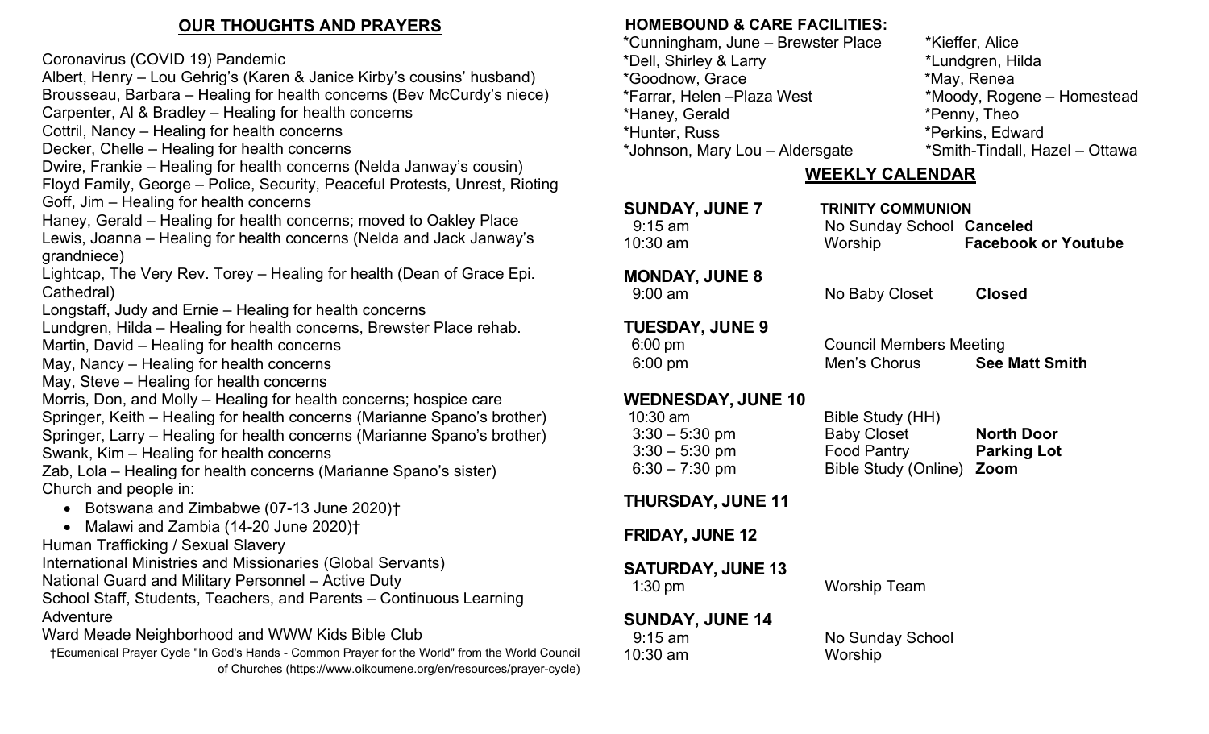## OUR THOUGHTS AND PRAYERS

Coronavirus (COVID 19) Pandemic
Albert, Henry – Lou Gehrig's (Karen & Janice Kirby's cousins' husband)
Brousseau, Barbara – Healing for health concerns (Bev McCurdy's niece)
Carpenter, Al & Bradley – Healing for health concerns
Cottril, Nancy – Healing for health concerns
Decker, Chelle – Healing for health concerns
Dwire, Frankie – Healing for health concerns (Nelda Janway's cousin)
Floyd Family, George – Police, Security, Peaceful Protests, Unrest, Rioting
Goff, Jim – Healing for health concerns
Haney, Gerald – Healing for health concerns; moved to Oakley Place
Lewis, Joanna – Healing for health concerns (Nelda and Jack Janway's grandniece)
Lightcap, The Very Rev. Torey – Healing for health (Dean of Grace Epi. Cathedral)
Longstaff, Judy and Ernie – Healing for health concerns
Lundgren, Hilda – Healing for health concerns, Brewster Place rehab.
Martin, David – Healing for health concerns
May, Nancy – Healing for health concerns
May, Steve – Healing for health concerns
Morris, Don, and Molly – Healing for health concerns; hospice care
Springer, Keith – Healing for health concerns (Marianne Spano's brother)
Springer, Larry – Healing for health concerns (Marianne Spano's brother)
Swank, Kim – Healing for health concerns
Zab, Lola – Healing for health concerns (Marianne Spano's sister)
Church and people in:

- Botswana and Zimbabwe (07-13 June 2020)†
- Malawi and Zambia (14-20 June 2020)†

Human Trafficking / Sexual Slavery
International Ministries and Missionaries (Global Servants)
National Guard and Military Personnel – Active Duty
School Staff, Students, Teachers, and Parents – Continuous Learning Adventure
Ward Meade Neighborhood and WWW Kids Bible Club

†Ecumenical Prayer Cycle "In God's Hands - Common Prayer for the World" from the World Council of Churches (https://www.oikoumene.org/en/resources/prayer-cycle)

### HOMEBOUND & CARE FACILITIES:

*Cunningham, June – Brewster Place
*Dell, Shirley & Larry
*Goodnow, Grace
*Farrar, Helen –Plaza West
*Haney, Gerald
*Hunter, Russ
*Johnson, Mary Lou – Aldersgate
*Kieffer, Alice
*Lundgren, Hilda
*May, Renea
*Moody, Rogene – Homestead
*Penny, Theo
*Perkins, Edward
*Smith-Tindall, Hazel – Ottawa

## WEEKLY CALENDAR

**SUNDAY, JUNE 7** — **TRINITY COMMUNION**

| | | |
|---|---|---|
| 9:15 am | No Sunday School | **Canceled** |
| 10:30 am | Worship | **Facebook or Youtube** |

**MONDAY, JUNE 8**

| | | |
|---|---|---|
| 9:00 am | No Baby Closet | **Closed** |

**TUESDAY, JUNE 9**

| | | |
|---|---|---|
| 6:00 pm | Council Members Meeting | |
| 6:00 pm | Men's Chorus | **See Matt Smith** |

**WEDNESDAY, JUNE 10**

| | | |
|---|---|---|
| 10:30 am | Bible Study (HH) | |
| 3:30 – 5:30 pm | Baby Closet | **North Door** |
| 3:30 – 5:30 pm | Food Pantry | **Parking Lot** |
| 6:30 – 7:30 pm | Bible Study (Online) | **Zoom** |

**THURSDAY, JUNE 11**

**FRIDAY, JUNE 12**

**SATURDAY, JUNE 13**

| | |
|---|---|
| 1:30 pm | Worship Team |

**SUNDAY, JUNE 14**

| | |
|---|---|
| 9:15 am | No Sunday School |
| 10:30 am | Worship |